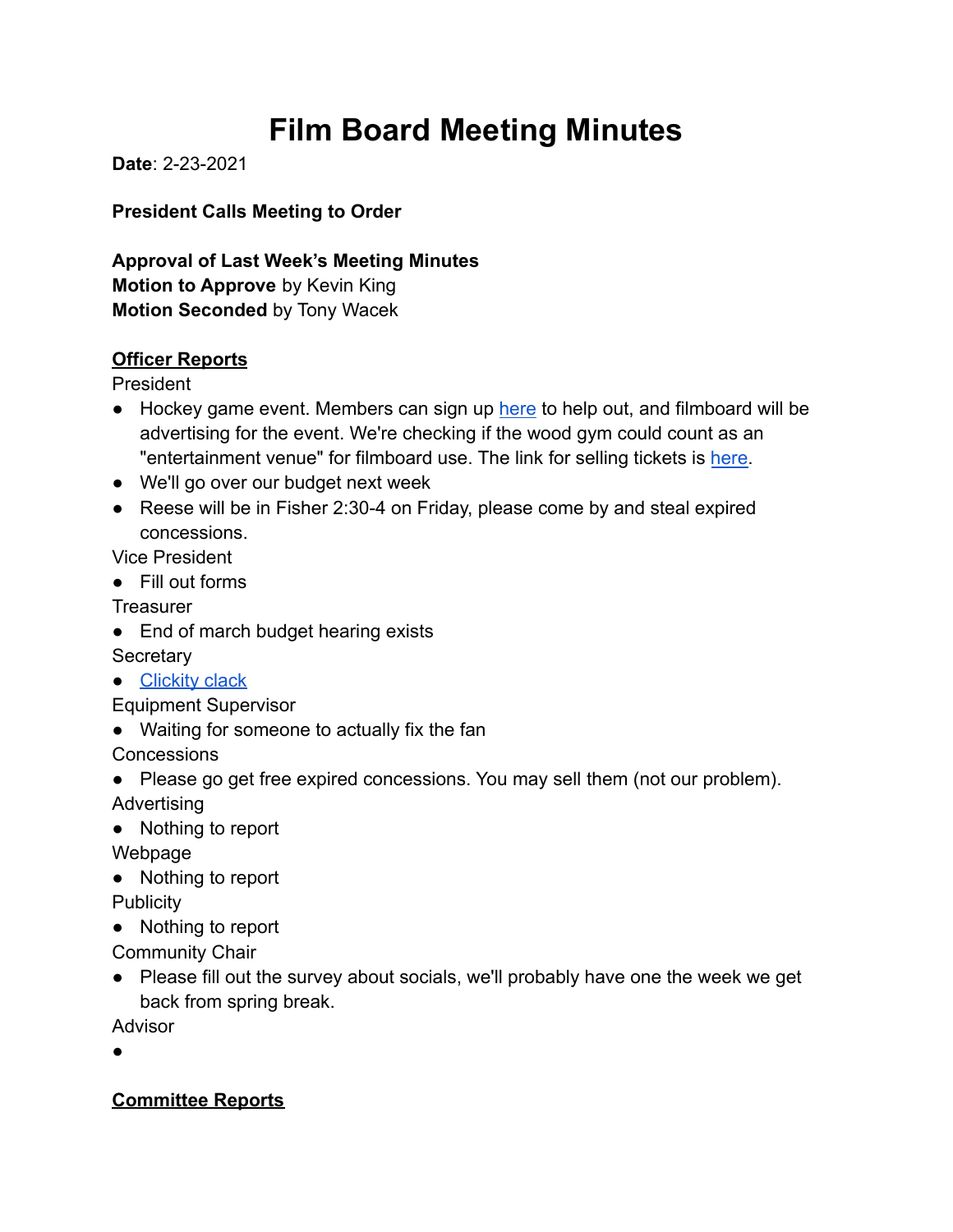# Film Board Meeting Minutes

**Date**: 2-23-2021

**President Calls Meeting to Order**

**Approval of Last Week's Meeting Minutes**
**Motion to Approve** by Kevin King
**Motion Seconded** by Tony Wacek

**<u>Officer Reports</u>**

President

- Hockey game event. Members can sign up here to help out, and filmboard will be advertising for the event. We're checking if the wood gym could count as an "entertainment venue" for filmboard use. The link for selling tickets is here.
- We'll go over our budget next week
- Reese will be in Fisher 2:30-4 on Friday, please come by and steal expired concessions.

Vice President

- Fill out forms

Treasurer

- End of march budget hearing exists

Secretary

- Clickity clack

Equipment Supervisor

- Waiting for someone to actually fix the fan

Concessions

- Please go get free expired concessions. You may sell them (not our problem).

Advertising

- Nothing to report

Webpage

- Nothing to report

Publicity

- Nothing to report

Community Chair

- Please fill out the survey about socials, we'll probably have one the week we get back from spring break.

Advisor

-

**<u>Committee Reports</u>**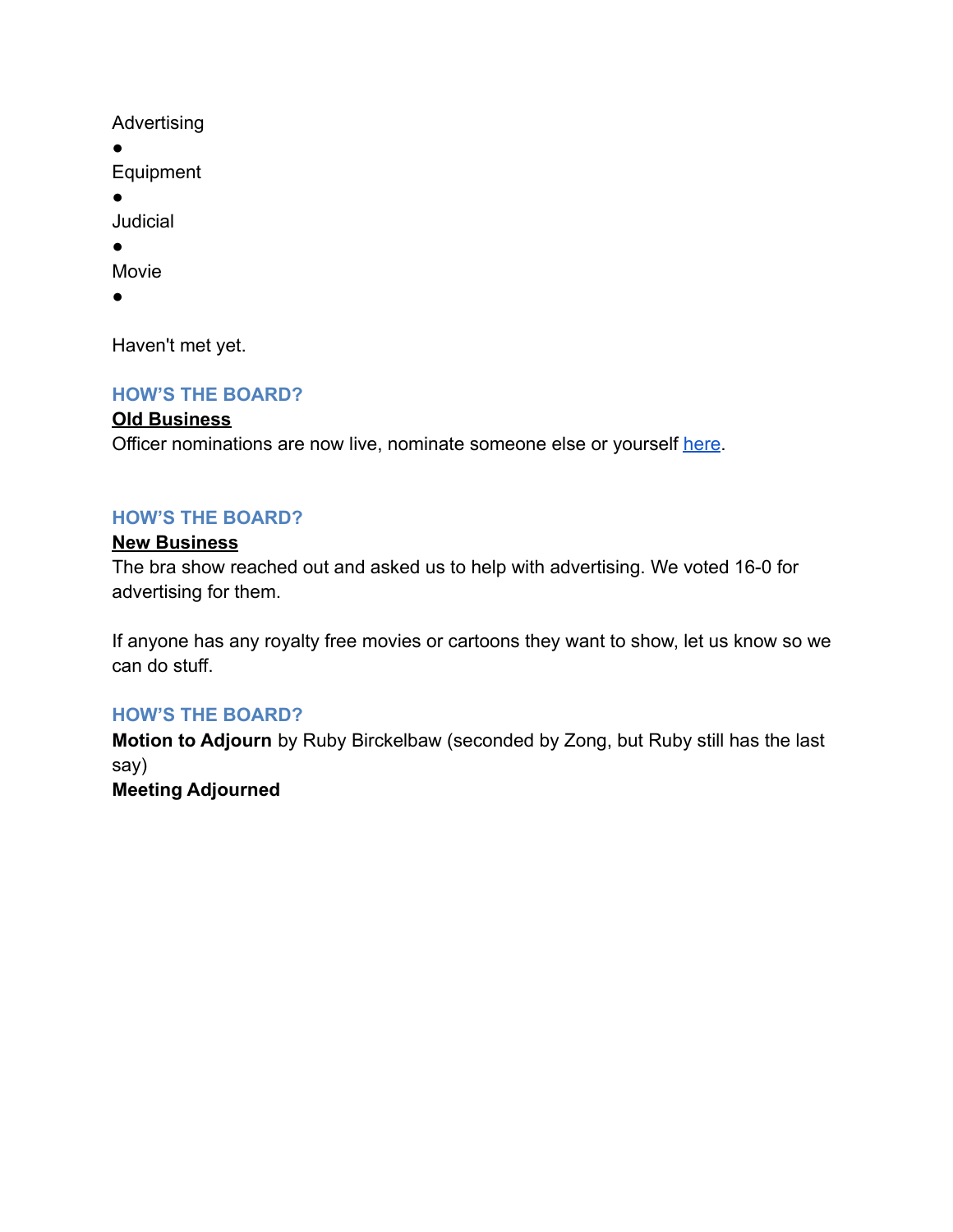Advertising

●

Equipment

●

Judicial

●

Movie

●

Haven't met yet.

### HOW'S THE BOARD?

**Old Business**

Officer nominations are now live, nominate someone else or yourself here.

### HOW'S THE BOARD?

**New Business**

The bra show reached out and asked us to help with advertising. We voted 16-0 for advertising for them.

If anyone has any royalty free movies or cartoons they want to show, let us know so we can do stuff.

### HOW'S THE BOARD?

**Motion to Adjourn** by Ruby Birckelbaw (seconded by Zong, but Ruby still has the last say)

**Meeting Adjourned**